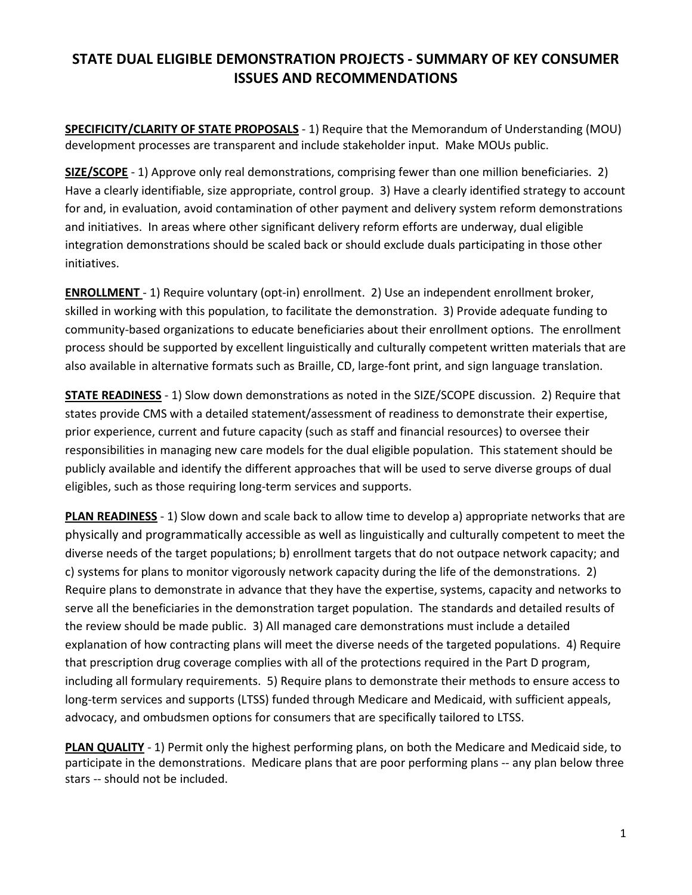# STATE DUAL ELIGIBLE DEMONSTRATION PROJECTS - SUMMARY OF KEY CONSUMER ISSUES AND RECOMMENDATIONS

**SPECIFICITY/CLARITY OF STATE PROPOSALS** - 1) Require that the Memorandum of Understanding (MOU) development processes are transparent and include stakeholder input. Make MOUs public.

**SIZE/SCOPE** - 1) Approve only real demonstrations, comprising fewer than one million beneficiaries. 2) Have a clearly identifiable, size appropriate, control group. 3) Have a clearly identified strategy to account for and, in evaluation, avoid contamination of other payment and delivery system reform demonstrations and initiatives. In areas where other significant delivery reform efforts are underway, dual eligible integration demonstrations should be scaled back or should exclude duals participating in those other initiatives.

**ENROLLMENT** - 1) Require voluntary (opt-in) enrollment. 2) Use an independent enrollment broker, skilled in working with this population, to facilitate the demonstration. 3) Provide adequate funding to community-based organizations to educate beneficiaries about their enrollment options. The enrollment process should be supported by excellent linguistically and culturally competent written materials that are also available in alternative formats such as Braille, CD, large-font print, and sign language translation.

**STATE READINESS** - 1) Slow down demonstrations as noted in the SIZE/SCOPE discussion. 2) Require that states provide CMS with a detailed statement/assessment of readiness to demonstrate their expertise, prior experience, current and future capacity (such as staff and financial resources) to oversee their responsibilities in managing new care models for the dual eligible population. This statement should be publicly available and identify the different approaches that will be used to serve diverse groups of dual eligibles, such as those requiring long-term services and supports.

**PLAN READINESS** - 1) Slow down and scale back to allow time to develop a) appropriate networks that are physically and programmatically accessible as well as linguistically and culturally competent to meet the diverse needs of the target populations; b) enrollment targets that do not outpace network capacity; and c) systems for plans to monitor vigorously network capacity during the life of the demonstrations. 2) Require plans to demonstrate in advance that they have the expertise, systems, capacity and networks to serve all the beneficiaries in the demonstration target population. The standards and detailed results of the review should be made public. 3) All managed care demonstrations must include a detailed explanation of how contracting plans will meet the diverse needs of the targeted populations. 4) Require that prescription drug coverage complies with all of the protections required in the Part D program, including all formulary requirements. 5) Require plans to demonstrate their methods to ensure access to long-term services and supports (LTSS) funded through Medicare and Medicaid, with sufficient appeals, advocacy, and ombudsmen options for consumers that are specifically tailored to LTSS.

**PLAN QUALITY** - 1) Permit only the highest performing plans, on both the Medicare and Medicaid side, to participate in the demonstrations. Medicare plans that are poor performing plans -- any plan below three stars -- should not be included.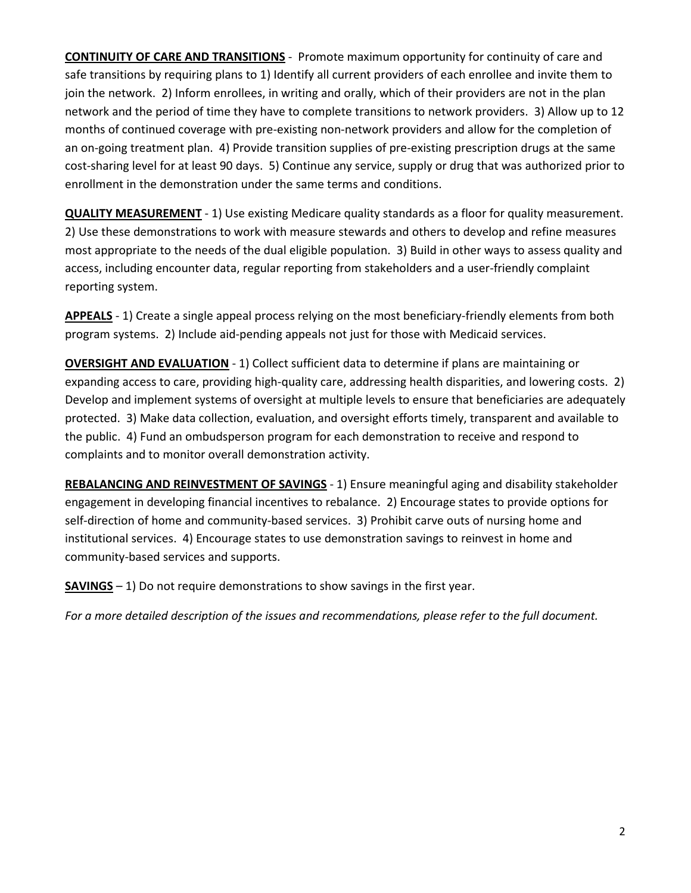**CONTINUITY OF CARE AND TRANSITIONS** - Promote maximum opportunity for continuity of care and safe transitions by requiring plans to 1) Identify all current providers of each enrollee and invite them to join the network. 2) Inform enrollees, in writing and orally, which of their providers are not in the plan network and the period of time they have to complete transitions to network providers. 3) Allow up to 12 months of continued coverage with pre-existing non-network providers and allow for the completion of an on-going treatment plan. 4) Provide transition supplies of pre-existing prescription drugs at the same cost-sharing level for at least 90 days. 5) Continue any service, supply or drug that was authorized prior to enrollment in the demonstration under the same terms and conditions.

**QUALITY MEASUREMENT** - 1) Use existing Medicare quality standards as a floor for quality measurement. 2) Use these demonstrations to work with measure stewards and others to develop and refine measures most appropriate to the needs of the dual eligible population. 3) Build in other ways to assess quality and access, including encounter data, regular reporting from stakeholders and a user-friendly complaint reporting system.

**APPEALS** - 1) Create a single appeal process relying on the most beneficiary-friendly elements from both program systems. 2) Include aid-pending appeals not just for those with Medicaid services.

**OVERSIGHT AND EVALUATION** - 1) Collect sufficient data to determine if plans are maintaining or expanding access to care, providing high-quality care, addressing health disparities, and lowering costs. 2) Develop and implement systems of oversight at multiple levels to ensure that beneficiaries are adequately protected. 3) Make data collection, evaluation, and oversight efforts timely, transparent and available to the public. 4) Fund an ombudsperson program for each demonstration to receive and respond to complaints and to monitor overall demonstration activity.

**REBALANCING AND REINVESTMENT OF SAVINGS** - 1) Ensure meaningful aging and disability stakeholder engagement in developing financial incentives to rebalance. 2) Encourage states to provide options for self-direction of home and community-based services. 3) Prohibit carve outs of nursing home and institutional services. 4) Encourage states to use demonstration savings to reinvest in home and community-based services and supports.

**SAVINGS** – 1) Do not require demonstrations to show savings in the first year.

*For a more detailed description of the issues and recommendations, please refer to the full document.*